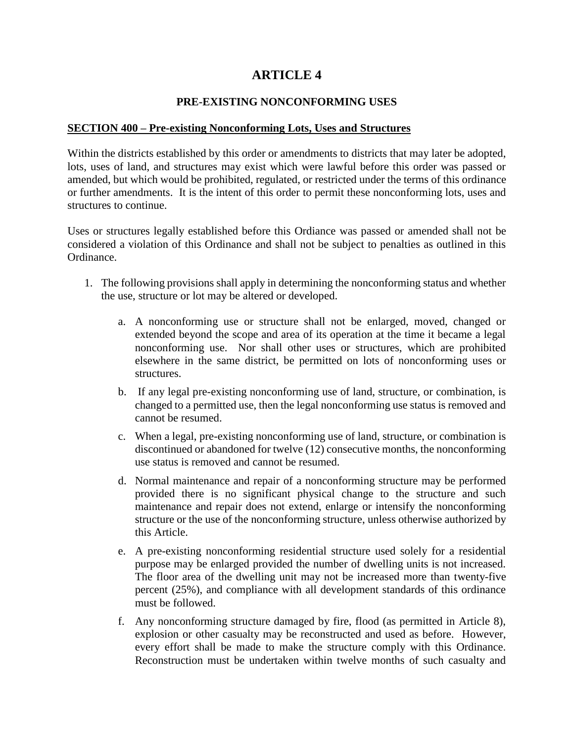# ARTICLE 4

## PRE-EXISTING NONCONFORMING USES

**SECTION 400 – Pre-existing Nonconforming Lots, Uses and Structures**

Within the districts established by this order or amendments to districts that may later be adopted, lots, uses of land, and structures may exist which were lawful before this order was passed or amended, but which would be prohibited, regulated, or restricted under the terms of this ordinance or further amendments. It is the intent of this order to permit these nonconforming lots, uses and structures to continue.

Uses or structures legally established before this Ordiance was passed or amended shall not be considered a violation of this Ordinance and shall not be subject to penalties as outlined in this Ordinance.

1. The following provisions shall apply in determining the nonconforming status and whether the use, structure or lot may be altered or developed.

    a. A nonconforming use or structure shall not be enlarged, moved, changed or extended beyond the scope and area of its operation at the time it became a legal nonconforming use. Nor shall other uses or structures, which are prohibited elsewhere in the same district, be permitted on lots of nonconforming uses or structures.

    b. If any legal pre-existing nonconforming use of land, structure, or combination, is changed to a permitted use, then the legal nonconforming use status is removed and cannot be resumed.

    c. When a legal, pre-existing nonconforming use of land, structure, or combination is discontinued or abandoned for twelve (12) consecutive months, the nonconforming use status is removed and cannot be resumed.

    d. Normal maintenance and repair of a nonconforming structure may be performed provided there is no significant physical change to the structure and such maintenance and repair does not extend, enlarge or intensify the nonconforming structure or the use of the nonconforming structure, unless otherwise authorized by this Article.

    e. A pre-existing nonconforming residential structure used solely for a residential purpose may be enlarged provided the number of dwelling units is not increased. The floor area of the dwelling unit may not be increased more than twenty-five percent (25%), and compliance with all development standards of this ordinance must be followed.

    f. Any nonconforming structure damaged by fire, flood (as permitted in Article 8), explosion or other casualty may be reconstructed and used as before. However, every effort shall be made to make the structure comply with this Ordinance. Reconstruction must be undertaken within twelve months of such casualty and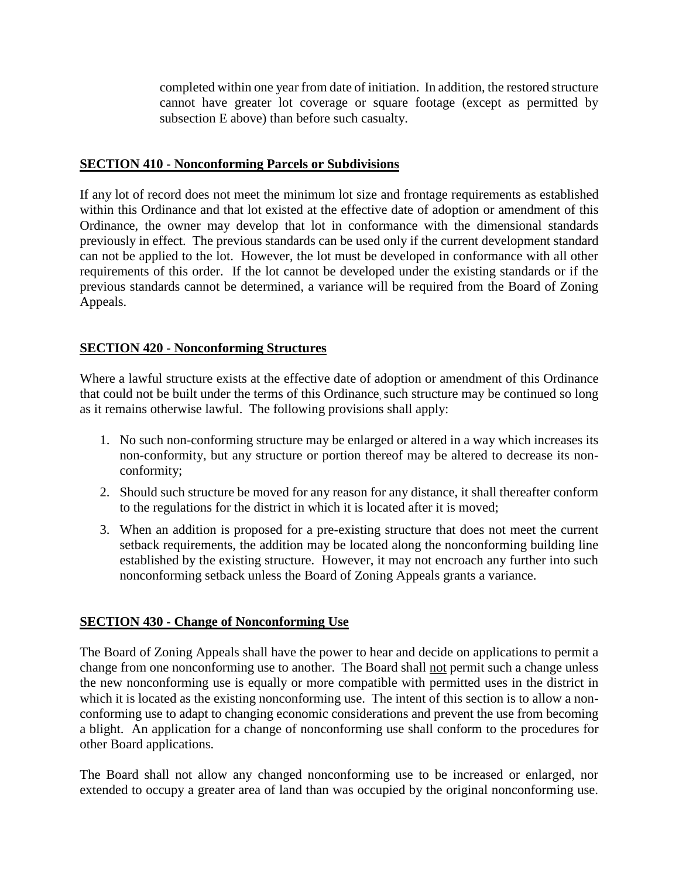completed within one year from date of initiation. In addition, the restored structure cannot have greater lot coverage or square footage (except as permitted by subsection E above) than before such casualty.

## SECTION 410 - Nonconforming Parcels or Subdivisions

If any lot of record does not meet the minimum lot size and frontage requirements as established within this Ordinance and that lot existed at the effective date of adoption or amendment of this Ordinance, the owner may develop that lot in conformance with the dimensional standards previously in effect. The previous standards can be used only if the current development standard can not be applied to the lot. However, the lot must be developed in conformance with all other requirements of this order. If the lot cannot be developed under the existing standards or if the previous standards cannot be determined, a variance will be required from the Board of Zoning Appeals.

## SECTION 420 - Nonconforming Structures

Where a lawful structure exists at the effective date of adoption or amendment of this Ordinance that could not be built under the terms of this Ordinance, such structure may be continued so long as it remains otherwise lawful. The following provisions shall apply:

1. No such non-conforming structure may be enlarged or altered in a way which increases its non-conformity, but any structure or portion thereof may be altered to decrease its non-conformity;
2. Should such structure be moved for any reason for any distance, it shall thereafter conform to the regulations for the district in which it is located after it is moved;
3. When an addition is proposed for a pre-existing structure that does not meet the current setback requirements, the addition may be located along the nonconforming building line established by the existing structure. However, it may not encroach any further into such nonconforming setback unless the Board of Zoning Appeals grants a variance.

## SECTION 430 - Change of Nonconforming Use

The Board of Zoning Appeals shall have the power to hear and decide on applications to permit a change from one nonconforming use to another. The Board shall not permit such a change unless the new nonconforming use is equally or more compatible with permitted uses in the district in which it is located as the existing nonconforming use. The intent of this section is to allow a non-conforming use to adapt to changing economic considerations and prevent the use from becoming a blight. An application for a change of nonconforming use shall conform to the procedures for other Board applications.

The Board shall not allow any changed nonconforming use to be increased or enlarged, nor extended to occupy a greater area of land than was occupied by the original nonconforming use.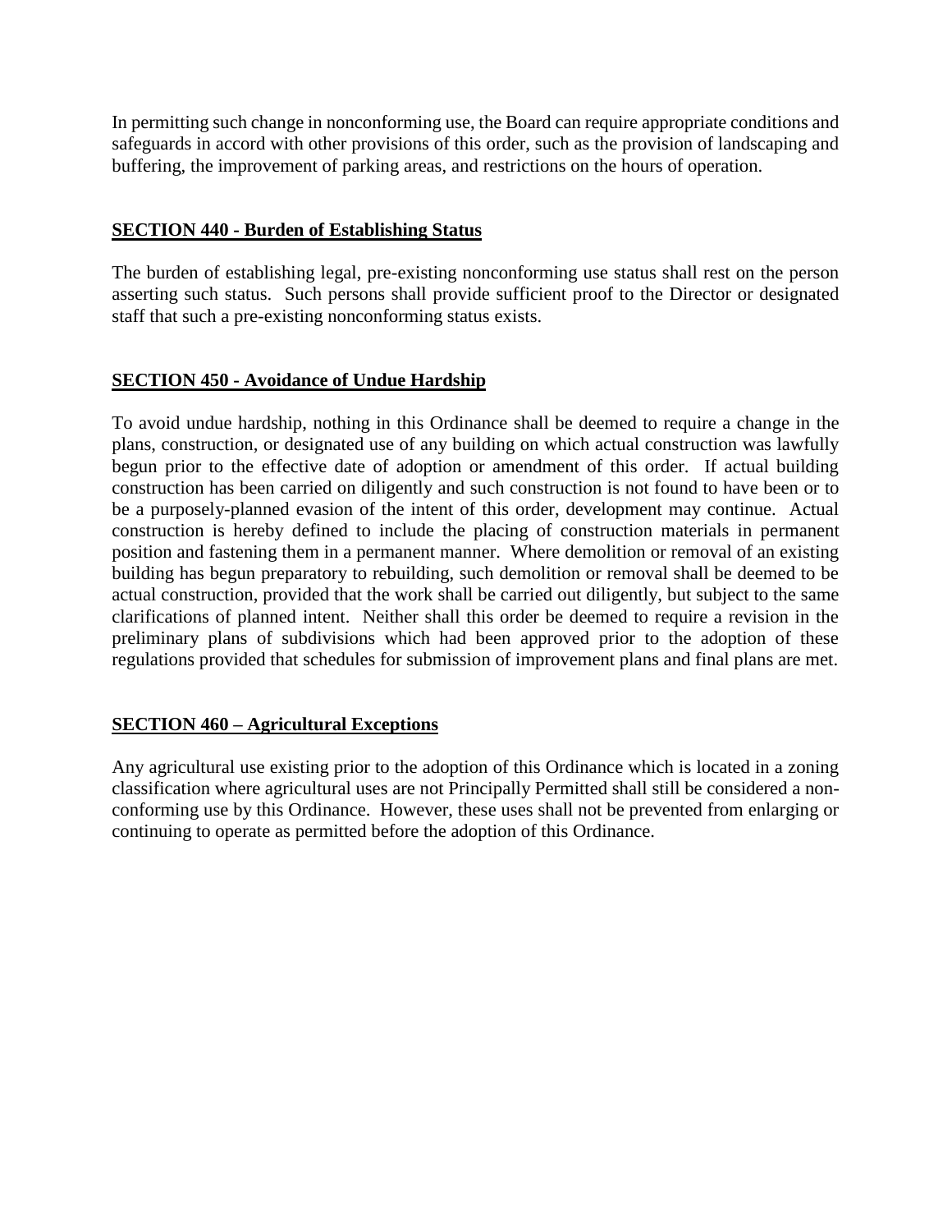In permitting such change in nonconforming use, the Board can require appropriate conditions and safeguards in accord with other provisions of this order, such as the provision of landscaping and buffering, the improvement of parking areas, and restrictions on the hours of operation.

## SECTION 440 - Burden of Establishing Status

The burden of establishing legal, pre-existing nonconforming use status shall rest on the person asserting such status. Such persons shall provide sufficient proof to the Director or designated staff that such a pre-existing nonconforming status exists.

## SECTION 450 - Avoidance of Undue Hardship

To avoid undue hardship, nothing in this Ordinance shall be deemed to require a change in the plans, construction, or designated use of any building on which actual construction was lawfully begun prior to the effective date of adoption or amendment of this order. If actual building construction has been carried on diligently and such construction is not found to have been or to be a purposely-planned evasion of the intent of this order, development may continue. Actual construction is hereby defined to include the placing of construction materials in permanent position and fastening them in a permanent manner. Where demolition or removal of an existing building has begun preparatory to rebuilding, such demolition or removal shall be deemed to be actual construction, provided that the work shall be carried out diligently, but subject to the same clarifications of planned intent. Neither shall this order be deemed to require a revision in the preliminary plans of subdivisions which had been approved prior to the adoption of these regulations provided that schedules for submission of improvement plans and final plans are met.

## SECTION 460 – Agricultural Exceptions

Any agricultural use existing prior to the adoption of this Ordinance which is located in a zoning classification where agricultural uses are not Principally Permitted shall still be considered a non-conforming use by this Ordinance. However, these uses shall not be prevented from enlarging or continuing to operate as permitted before the adoption of this Ordinance.